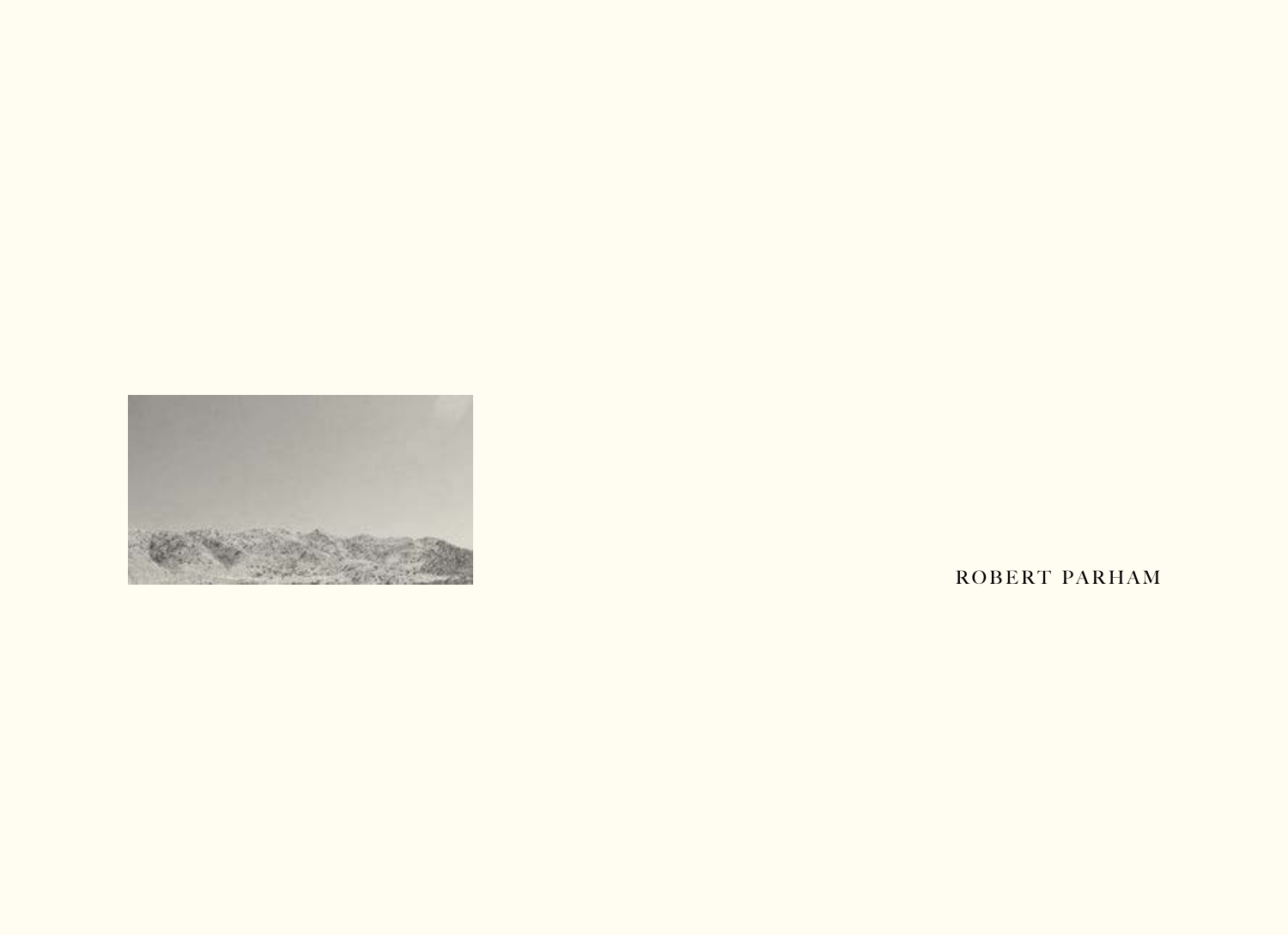ROBERT PARHAM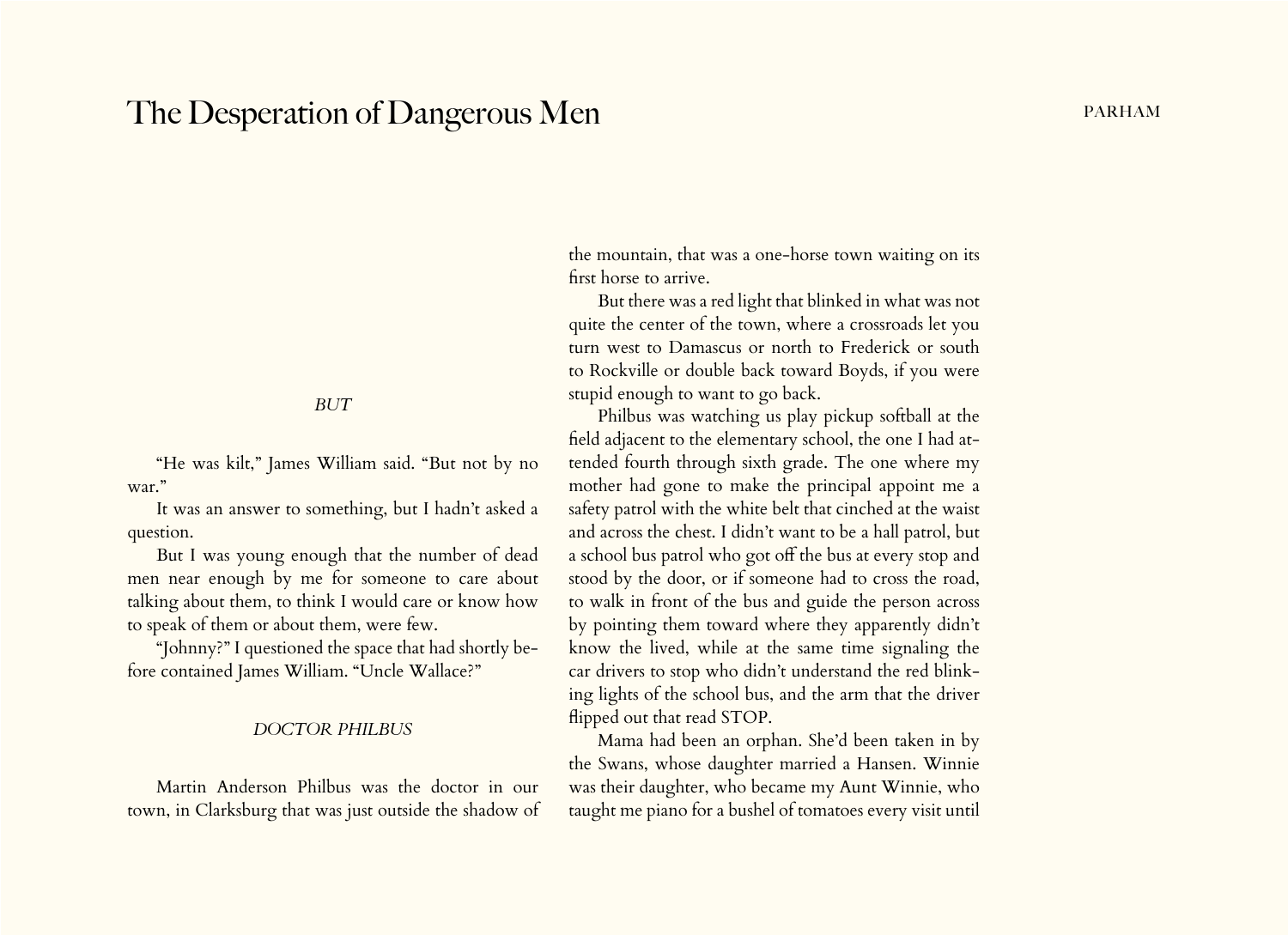*BUT*

"He was kilt," James William said. "But not by no war."

It was an answer to something, but I hadn't asked a question.

But I was young enough that the number of dead men near enough by me for someone to care about talking about them, to think I would care or know how to speak of them or about them, were few.

"Johnny?" I questioned the space that had shortly before contained James William. "Uncle Wallace?"

*DOCTOR PHILBUS*

Martin Anderson Philbus was the doctor in our town, in Clarksburg that was just outside the shadow of the mountain, that was a one-horse town waiting on its first horse to arrive.

But there was a red light that blinked in what was not quite the center of the town, where a crossroads let you turn west to Damascus or north to Frederick or south to Rockville or double back toward Boyds, if you were stupid enough to want to go back.

Philbus was watching us play pickup softball at the field adjacent to the elementary school, the one I had attended fourth through sixth grade. The one where my mother had gone to make the principal appoint me a safety patrol with the white belt that cinched at the waist and across the chest. I didn't want to be a hall patrol, but a school bus patrol who got off the bus at every stop and stood by the door, or if someone had to cross the road, to walk in front of the bus and guide the person across by pointing them toward where they apparently didn't know the lived, while at the same time signaling the car drivers to stop who didn't understand the red blinking lights of the school bus, and the arm that the driver flipped out that read STOP.

Mama had been an orphan. She'd been taken in by the Swans, whose daughter married a Hansen. Winnie was their daughter, who became my Aunt Winnie, who taught me piano for a bushel of tomatoes every visit until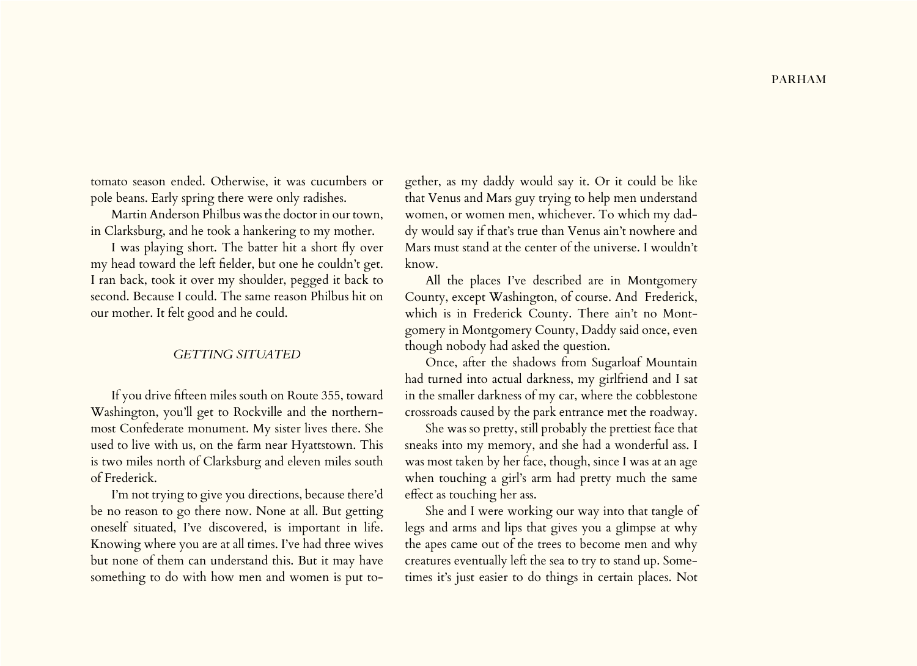tomato season ended. Otherwise, it was cucumbers or pole beans. Early spring there were only radishes.

Martin Anderson Philbus was the doctor in our town, in Clarksburg, and he took a hankering to my mother.

I was playing short. The batter hit a short fly over my head toward the left fielder, but one he couldn't get. I ran back, took it over my shoulder, pegged it back to second. Because I could. The same reason Philbus hit on our mother. It felt good and he could.

## *GETTING SITUATED*

If you drive fifteen miles south on Route 355, toward Washington, you'll get to Rockville and the northernmost Confederate monument. My sister lives there. She used to live with us, on the farm near Hyattstown. This is two miles north of Clarksburg and eleven miles south of Frederick.

I'm not trying to give you directions, because there'd be no reason to go there now. None at all. But getting oneself situated, I've discovered, is important in life. Knowing where you are at all times. I've had three wives but none of them can understand this. But it may have something to do with how men and women is put together, as my daddy would say it. Or it could be like that Venus and Mars guy trying to help men understand women, or women men, whichever. To which my daddy would say if that's true than Venus ain't nowhere and Mars must stand at the center of the universe. I wouldn't know.

All the places I've described are in Montgomery County, except Washington, of course. And Frederick, which is in Frederick County. There ain't no Montgomery in Montgomery County, Daddy said once, even though nobody had asked the question.

Once, after the shadows from Sugarloaf Mountain had turned into actual darkness, my girlfriend and I sat in the smaller darkness of my car, where the cobblestone crossroads caused by the park entrance met the roadway.

She was so pretty, still probably the prettiest face that sneaks into my memory, and she had a wonderful ass. I was most taken by her face, though, since I was at an age when touching a girl's arm had pretty much the same effect as touching her ass.

She and I were working our way into that tangle of legs and arms and lips that gives you a glimpse at why the apes came out of the trees to become men and why creatures eventually left the sea to try to stand up. Sometimes it's just easier to do things in certain places. Not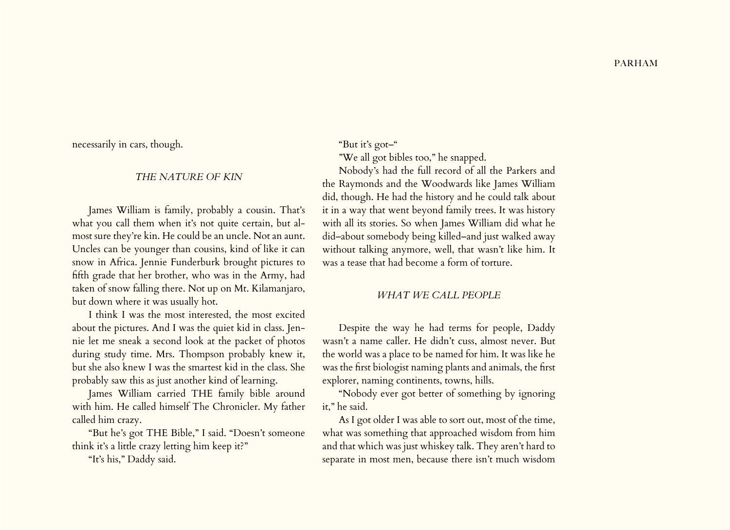necessarily in cars, though.

## *THE NATURE OF KIN*

James William is family, probably a cousin. That's what you call them when it's not quite certain, but almost sure they're kin. He could be an uncle. Not an aunt. Uncles can be younger than cousins, kind of like it can snow in Africa. Jennie Funderburk brought pictures to fifth grade that her brother, who was in the Army, had taken of snow falling there. Not up on Mt. Kilamanjaro, but down where it was usually hot.

I think I was the most interested, the most excited about the pictures. And I was the quiet kid in class. Jennie let me sneak a second look at the packet of photos during study time. Mrs. Thompson probably knew it, but she also knew I was the smartest kid in the class. She probably saw this as just another kind of learning.

James William carried THE family bible around with him. He called himself The Chronicler. My father called him crazy.

"But he's got THE Bible," I said. "Doesn't someone think it's a little crazy letting him keep it?"

"It's his," Daddy said.

"But it's got–"

"We all got bibles too," he snapped.

Nobody's had the full record of all the Parkers and the Raymonds and the Woodwards like James William did, though. He had the history and he could talk about it in a way that went beyond family trees. It was history with all its stories. So when James William did what he did–about somebody being killed–and just walked away without talking anymore, well, that wasn't like him. It was a tease that had become a form of torture.

## *WHAT WE CALL PEOPLE*

Despite the way he had terms for people, Daddy wasn't a name caller. He didn't cuss, almost never. But the world was a place to be named for him. It was like he was the first biologist naming plants and animals, the first explorer, naming continents, towns, hills.

"Nobody ever got better of something by ignoring it," he said.

As I got older I was able to sort out, most of the time, what was something that approached wisdom from him and that which was just whiskey talk. They aren't hard to separate in most men, because there isn't much wisdom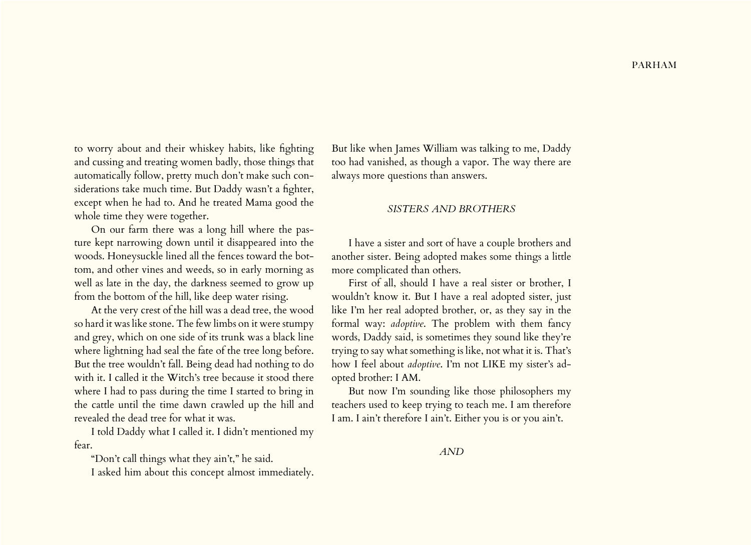to worry about and their whiskey habits, like fighting and cussing and treating women badly, those things that automatically follow, pretty much don't make such considerations take much time. But Daddy wasn't a fighter, except when he had to. And he treated Mama good the whole time they were together.

On our farm there was a long hill where the pasture kept narrowing down until it disappeared into the woods. Honeysuckle lined all the fences toward the bottom, and other vines and weeds, so in early morning as well as late in the day, the darkness seemed to grow up from the bottom of the hill, like deep water rising.

At the very crest of the hill was a dead tree, the wood so hard it was like stone. The few limbs on it were stumpy and grey, which on one side of its trunk was a black line where lightning had seal the fate of the tree long before. But the tree wouldn't fall. Being dead had nothing to do with it. I called it the Witch's tree because it stood there where I had to pass during the time I started to bring in the cattle until the time dawn crawled up the hill and revealed the dead tree for what it was.

I told Daddy what I called it. I didn't mentioned my fear.

"Don't call things what they ain't," he said.

I asked him about this concept almost immediately. But like when James William was talking to me, Daddy too had vanished, as though a vapor. The way there are always more questions than answers.

## *SISTERS AND BROTHERS*

I have a sister and sort of have a couple brothers and another sister. Being adopted makes some things a little more complicated than others.

First of all, should I have a real sister or brother, I wouldn't know it. But I have a real adopted sister, just like I'm her real adopted brother, or, as they say in the formal way: *adoptive*. The problem with them fancy words, Daddy said, is sometimes they sound like they're trying to say what something is like, not what it is. That's how I feel about *adoptive*. I'm not LIKE my sister's adopted brother: I AM.

But now I'm sounding like those philosophers my teachers used to keep trying to teach me. I am therefore I am. I ain't therefore I ain't. Either you is or you ain't.

## *AND*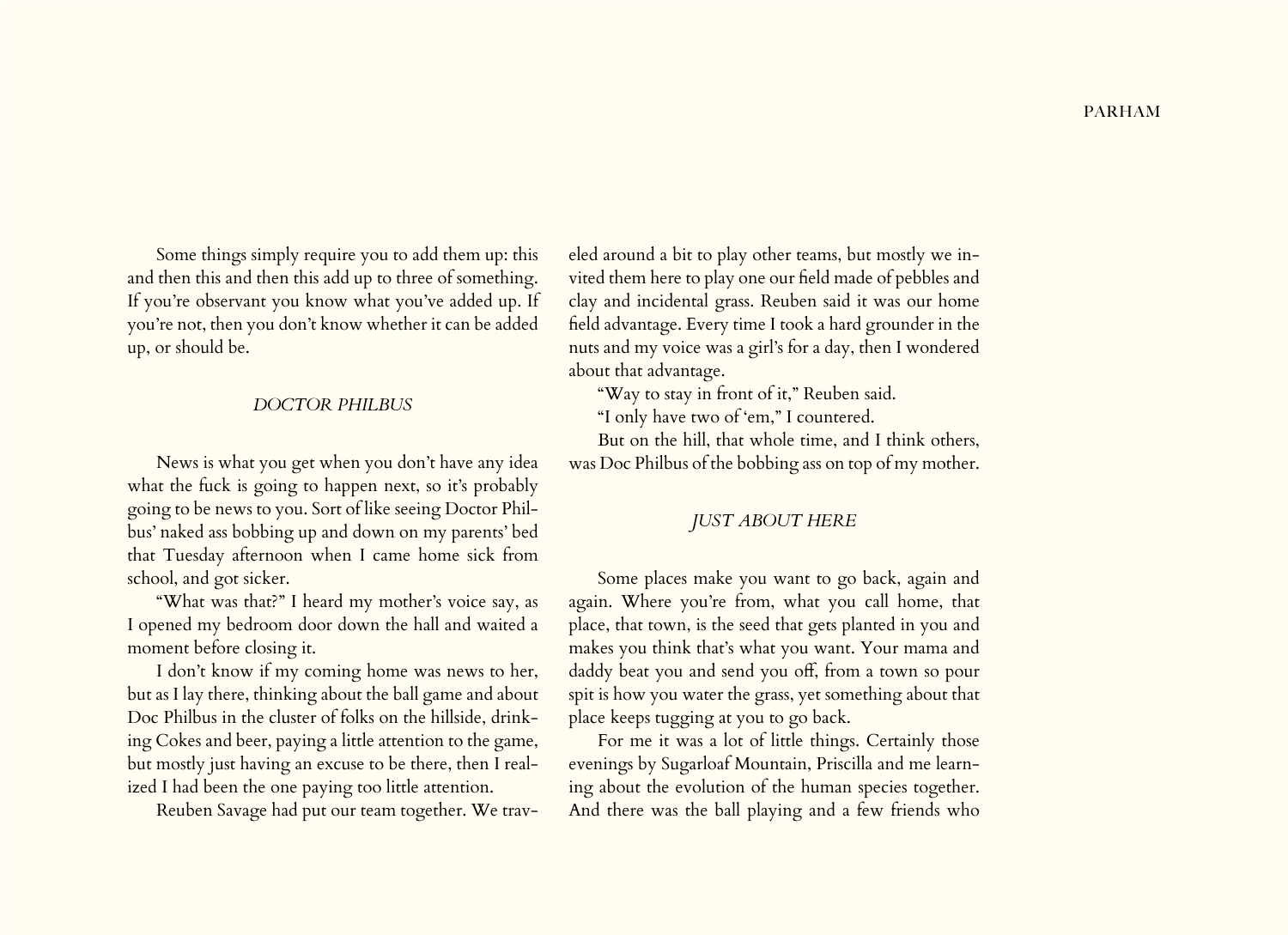Some things simply require you to add them up: this and then this and then this add up to three of something. If you're observant you know what you've added up. If you're not, then you don't know whether it can be added up, or should be.

### *DOCTOR PHILBUS*

News is what you get when you don't have any idea what the fuck is going to happen next, so it's probably going to be news to you. Sort of like seeing Doctor Philbus' naked ass bobbing up and down on my parents' bed that Tuesday afternoon when I came home sick from school, and got sicker.

"What was that?" I heard my mother's voice say, as I opened my bedroom door down the hall and waited a moment before closing it.

I don't know if my coming home was news to her, but as I lay there, thinking about the ball game and about Doc Philbus in the cluster of folks on the hillside, drinking Cokes and beer, paying a little attention to the game, but mostly just having an excuse to be there, then I realized I had been the one paying too little attention.

Reuben Savage had put our team together. We traveled around a bit to play other teams, but mostly we invited them here to play one our field made of pebbles and clay and incidental grass. Reuben said it was our home field advantage. Every time I took a hard grounder in the nuts and my voice was a girl's for a day, then I wondered about that advantage.

"Way to stay in front of it," Reuben said.

"I only have two of 'em," I countered.

But on the hill, that whole time, and I think others, was Doc Philbus of the bobbing ass on top of my mother.

### *JUST ABOUT HERE*

Some places make you want to go back, again and again. Where you're from, what you call home, that place, that town, is the seed that gets planted in you and makes you think that's what you want. Your mama and daddy beat you and send you off, from a town so pour spit is how you water the grass, yet something about that place keeps tugging at you to go back.

For me it was a lot of little things. Certainly those evenings by Sugarloaf Mountain, Priscilla and me learning about the evolution of the human species together. And there was the ball playing and a few friends who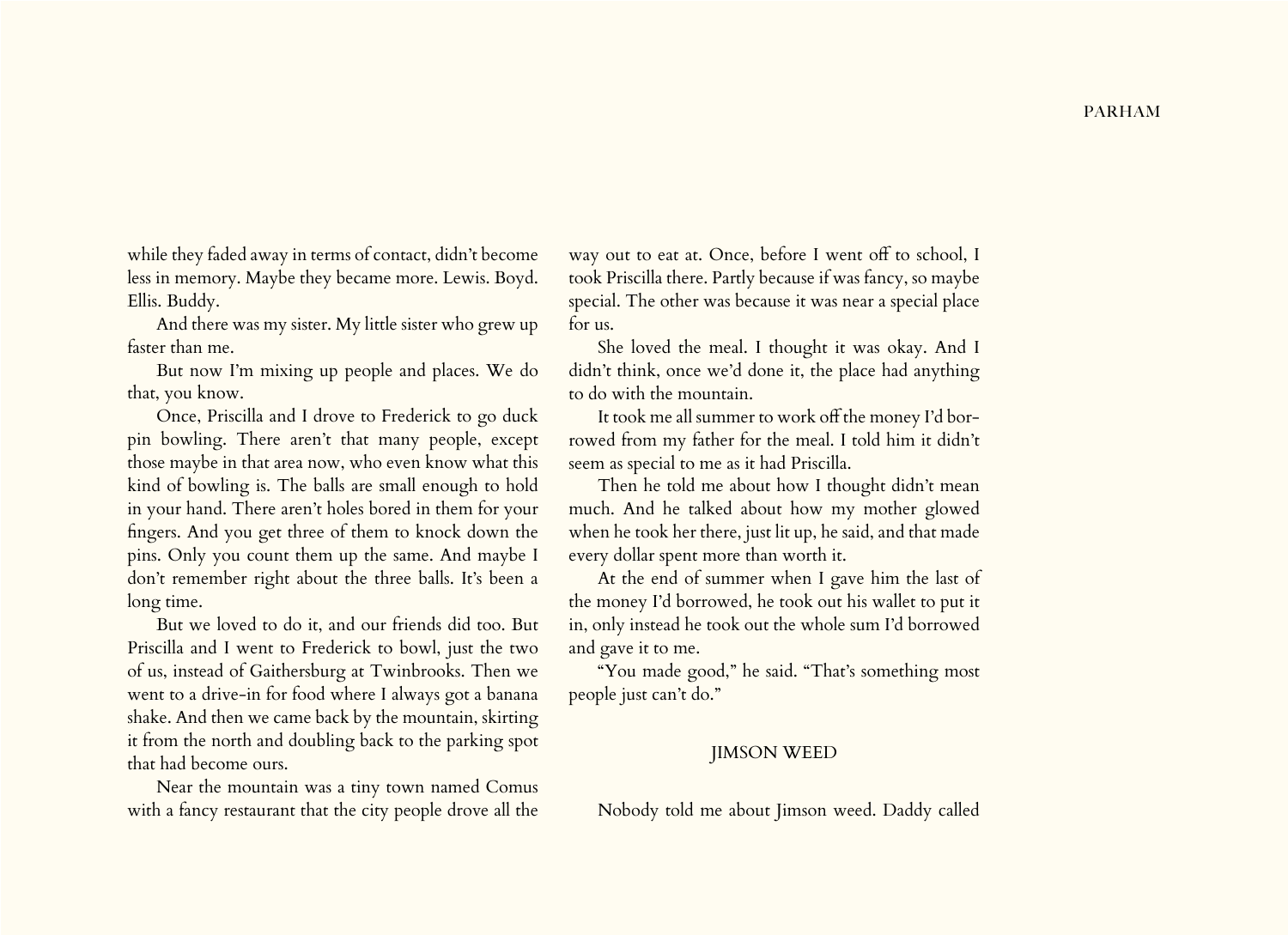while they faded away in terms of contact, didn't become less in memory. Maybe they became more. Lewis. Boyd. Ellis. Buddy.

And there was my sister. My little sister who grew up faster than me.

But now I'm mixing up people and places. We do that, you know.

Once, Priscilla and I drove to Frederick to go duck pin bowling. There aren't that many people, except those maybe in that area now, who even know what this kind of bowling is. The balls are small enough to hold in your hand. There aren't holes bored in them for your fingers. And you get three of them to knock down the pins. Only you count them up the same. And maybe I don't remember right about the three balls. It's been a long time.

But we loved to do it, and our friends did too. But Priscilla and I went to Frederick to bowl, just the two of us, instead of Gaithersburg at Twinbrooks. Then we went to a drive-in for food where I always got a banana shake. And then we came back by the mountain, skirting it from the north and doubling back to the parking spot that had become ours.

Near the mountain was a tiny town named Comus with a fancy restaurant that the city people drove all the way out to eat at. Once, before I went off to school, I took Priscilla there. Partly because if was fancy, so maybe special. The other was because it was near a special place for us.

She loved the meal. I thought it was okay. And I didn't think, once we'd done it, the place had anything to do with the mountain.

It took me all summer to work off the money I'd borrowed from my father for the meal. I told him it didn't seem as special to me as it had Priscilla.

Then he told me about how I thought didn't mean much. And he talked about how my mother glowed when he took her there, just lit up, he said, and that made every dollar spent more than worth it.

At the end of summer when I gave him the last of the money I'd borrowed, he took out his wallet to put it in, only instead he took out the whole sum I'd borrowed and gave it to me.

"You made good," he said. "That's something most people just can't do."

## JIMSON WEED

Nobody told me about Jimson weed. Daddy called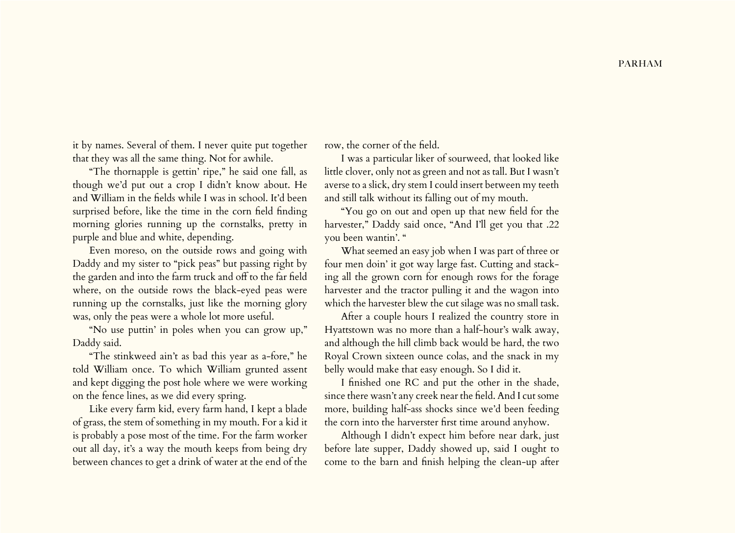it by names. Several of them. I never quite put together that they was all the same thing. Not for awhile.

"The thornapple is gettin' ripe," he said one fall, as though we'd put out a crop I didn't know about. He and William in the fields while I was in school. It'd been surprised before, like the time in the corn field finding morning glories running up the cornstalks, pretty in purple and blue and white, depending.

Even moreso, on the outside rows and going with Daddy and my sister to "pick peas" but passing right by the garden and into the farm truck and off to the far field where, on the outside rows the black-eyed peas were running up the cornstalks, just like the morning glory was, only the peas were a whole lot more useful.

"No use puttin' in poles when you can grow up," Daddy said.

"The stinkweed ain't as bad this year as a-fore," he told William once. To which William grunted assent and kept digging the post hole where we were working on the fence lines, as we did every spring.

Like every farm kid, every farm hand, I kept a blade of grass, the stem of something in my mouth. For a kid it is probably a pose most of the time. For the farm worker out all day, it's a way the mouth keeps from being dry between chances to get a drink of water at the end of the row, the corner of the field.

I was a particular liker of sourweed, that looked like little clover, only not as green and not as tall. But I wasn't averse to a slick, dry stem I could insert between my teeth and still talk without its falling out of my mouth.

"You go on out and open up that new field for the harvester," Daddy said once, "And I'll get you that .22 you been wantin'. "

What seemed an easy job when I was part of three or four men doin' it got way large fast. Cutting and stacking all the grown corn for enough rows for the forage harvester and the tractor pulling it and the wagon into which the harvester blew the cut silage was no small task.

After a couple hours I realized the country store in Hyattstown was no more than a half-hour's walk away, and although the hill climb back would be hard, the two Royal Crown sixteen ounce colas, and the snack in my belly would make that easy enough. So I did it.

I finished one RC and put the other in the shade, since there wasn't any creek near the field. And I cut some more, building half-ass shocks since we'd been feeding the corn into the harverster first time around anyhow.

Although I didn't expect him before near dark, just before late supper, Daddy showed up, said I ought to come to the barn and finish helping the clean-up after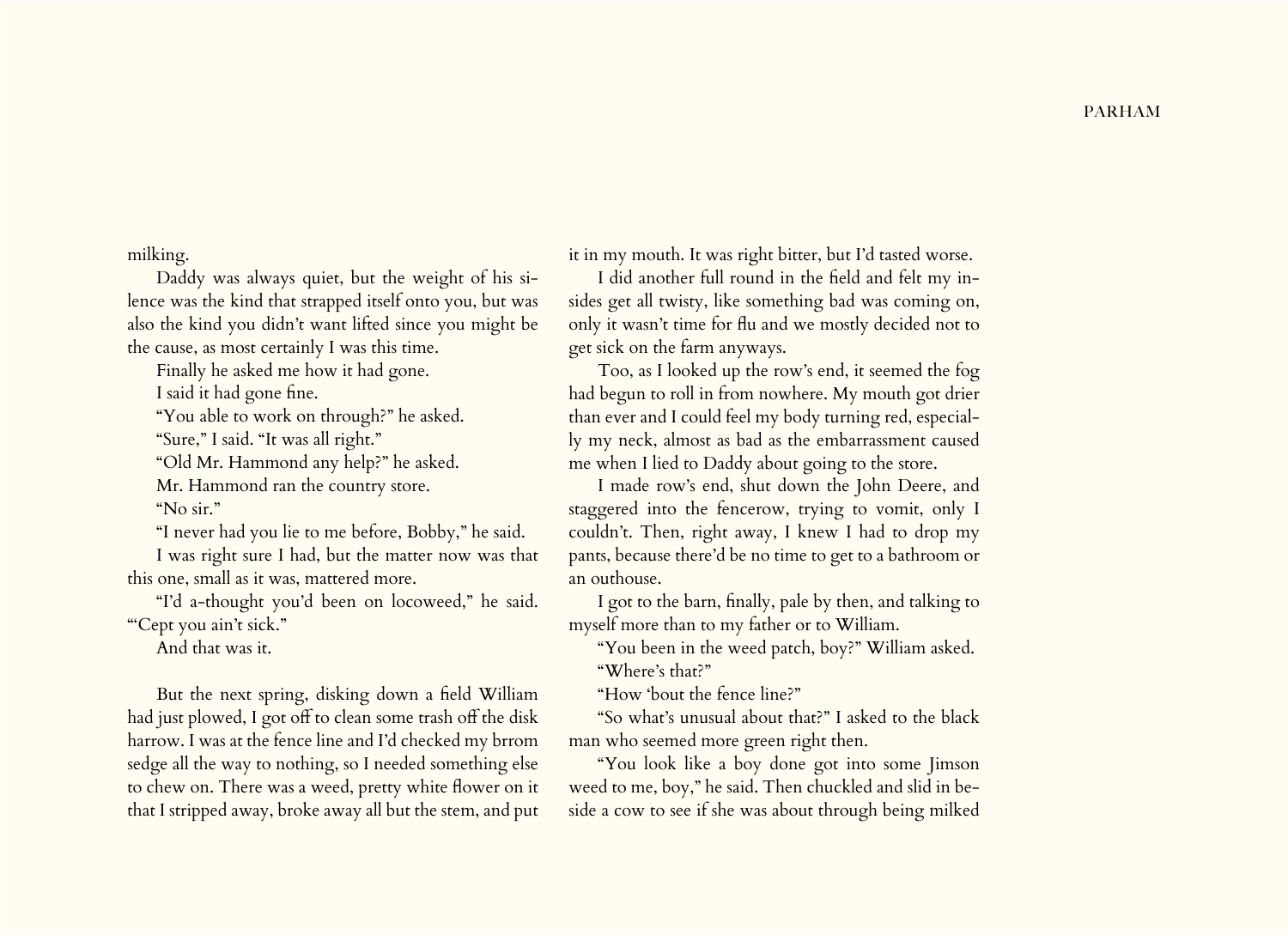milking.

Daddy was always quiet, but the weight of his silence was the kind that strapped itself onto you, but was also the kind you didn't want lifted since you might be the cause, as most certainly I was this time.

Finally he asked me how it had gone.

I said it had gone fine.

"You able to work on through?" he asked.

"Sure," I said. "It was all right."

"Old Mr. Hammond any help?" he asked.

Mr. Hammond ran the country store.

"No sir."

"I never had you lie to me before, Bobby," he said.

I was right sure I had, but the matter now was that this one, small as it was, mattered more.

"I'd a-thought you'd been on locoweed," he said. "'Cept you ain't sick."

And that was it.

But the next spring, disking down a field William had just plowed, I got off to clean some trash off the disk harrow. I was at the fence line and I'd checked my brrom sedge all the way to nothing, so I needed something else to chew on. There was a weed, pretty white flower on it that I stripped away, broke away all but the stem, and put it in my mouth. It was right bitter, but I'd tasted worse.

I did another full round in the field and felt my insides get all twisty, like something bad was coming on, only it wasn't time for flu and we mostly decided not to get sick on the farm anyways.

Too, as I looked up the row's end, it seemed the fog had begun to roll in from nowhere. My mouth got drier than ever and I could feel my body turning red, especially my neck, almost as bad as the embarrassment caused me when I lied to Daddy about going to the store.

I made row's end, shut down the John Deere, and staggered into the fencerow, trying to vomit, only I couldn't. Then, right away, I knew I had to drop my pants, because there'd be no time to get to a bathroom or an outhouse.

I got to the barn, finally, pale by then, and talking to myself more than to my father or to William.

"You been in the weed patch, boy?" William asked.

"Where's that?"

"How 'bout the fence line?"

"So what's unusual about that?" I asked to the black man who seemed more green right then.

"You look like a boy done got into some Jimson weed to me, boy," he said. Then chuckled and slid in beside a cow to see if she was about through being milked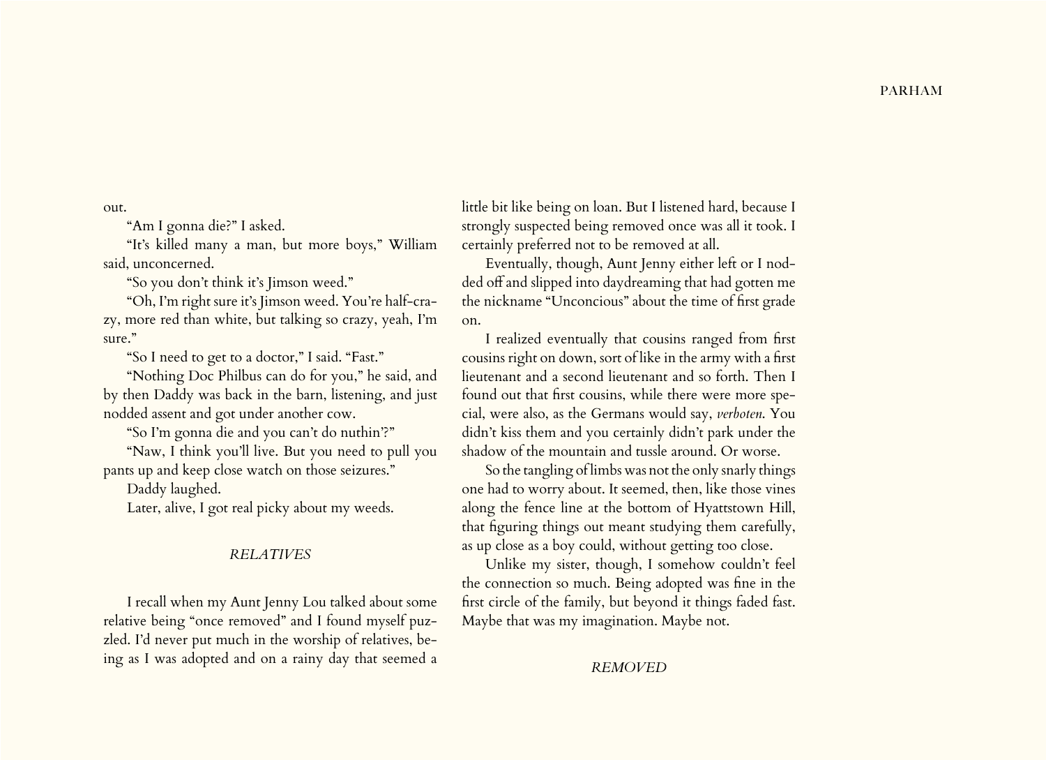out.

"Am I gonna die?" I asked.

"It's killed many a man, but more boys," William said, unconcerned.

"So you don't think it's Jimson weed."

"Oh, I'm right sure it's Jimson weed. You're half-crazy, more red than white, but talking so crazy, yeah, I'm sure."

"So I need to get to a doctor," I said. "Fast."

"Nothing Doc Philbus can do for you," he said, and by then Daddy was back in the barn, listening, and just nodded assent and got under another cow.

"So I'm gonna die and you can't do nuthin'?"

"Naw, I think you'll live. But you need to pull you pants up and keep close watch on those seizures."

Daddy laughed.

Later, alive, I got real picky about my weeds.

### *RELATIVES*

I recall when my Aunt Jenny Lou talked about some relative being "once removed" and I found myself puzzled. I'd never put much in the worship of relatives, being as I was adopted and on a rainy day that seemed a little bit like being on loan. But I listened hard, because I strongly suspected being removed once was all it took. I certainly preferred not to be removed at all.

Eventually, though, Aunt Jenny either left or I nodded off and slipped into daydreaming that had gotten me the nickname "Unconcious" about the time of first grade on.

I realized eventually that cousins ranged from first cousins right on down, sort of like in the army with a first lieutenant and a second lieutenant and so forth. Then I found out that first cousins, while there were more special, were also, as the Germans would say, *verboten*. You didn't kiss them and you certainly didn't park under the shadow of the mountain and tussle around. Or worse.

So the tangling of limbs was not the only snarly things one had to worry about. It seemed, then, like those vines along the fence line at the bottom of Hyattstown Hill, that figuring things out meant studying them carefully, as up close as a boy could, without getting too close.

Unlike my sister, though, I somehow couldn't feel the connection so much. Being adopted was fine in the first circle of the family, but beyond it things faded fast. Maybe that was my imagination. Maybe not.

### *REMOVED*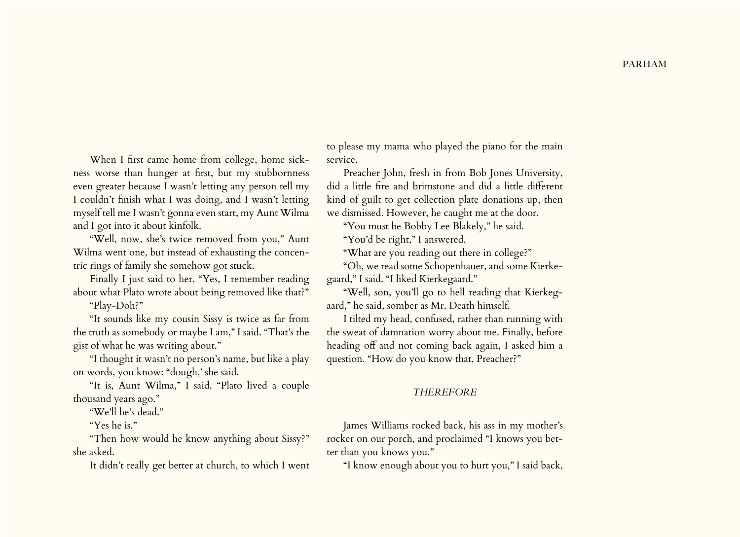When I first came home from college, home sickness worse than hunger at first, but my stubbornness even greater because I wasn't letting any person tell my I couldn't finish what I was doing, and I wasn't letting myself tell me I wasn't gonna even start, my Aunt Wilma and I got into it about kinfolk.

"Well, now, she's twice removed from you," Aunt Wilma went one, but instead of exhausting the concentric rings of family she somehow got stuck.

Finally I just said to her, "Yes, I remember reading about what Plato wrote about being removed like that?"

"Play-Doh?"

"It sounds like my cousin Sissy is twice as far from the truth as somebody or maybe I am," I said. "That's the gist of what he was writing about."

"I thought it wasn't no person's name, but like a play on words, you know: "dough,' she said.

"It is, Aunt Wilma," I said. "Plato lived a couple thousand years ago."

"We'll he's dead."

"Yes he is."

"Then how would he know anything about Sissy?" she asked.

It didn't really get better at church, to which I went to please my mama who played the piano for the main service.

Preacher John, fresh in from Bob Jones University, did a little fire and brimstone and did a little different kind of guilt to get collection plate donations up, then we dismissed. However, he caught me at the door.

"You must be Bobby Lee Blakely," he said.

"You'd be right," I answered.

"What are you reading out there in college?"

"Oh, we read some Schopenhauer, and some Kierkegaard," I said. "I liked Kierkegaard."

"Well, son, you'll go to hell reading that Kierkegaard," he said, somber as Mr. Death himself.

I tilted my head, confused, rather than running with the sweat of damnation worry about me. Finally, before heading off and not coming back again, I asked him a question. "How do you know that, Preacher?"

### *THEREFORE*

James Williams rocked back, his ass in my mother's rocker on our porch, and proclaimed "I knows you better than you knows you."

"I know enough about you to hurt you," I said back,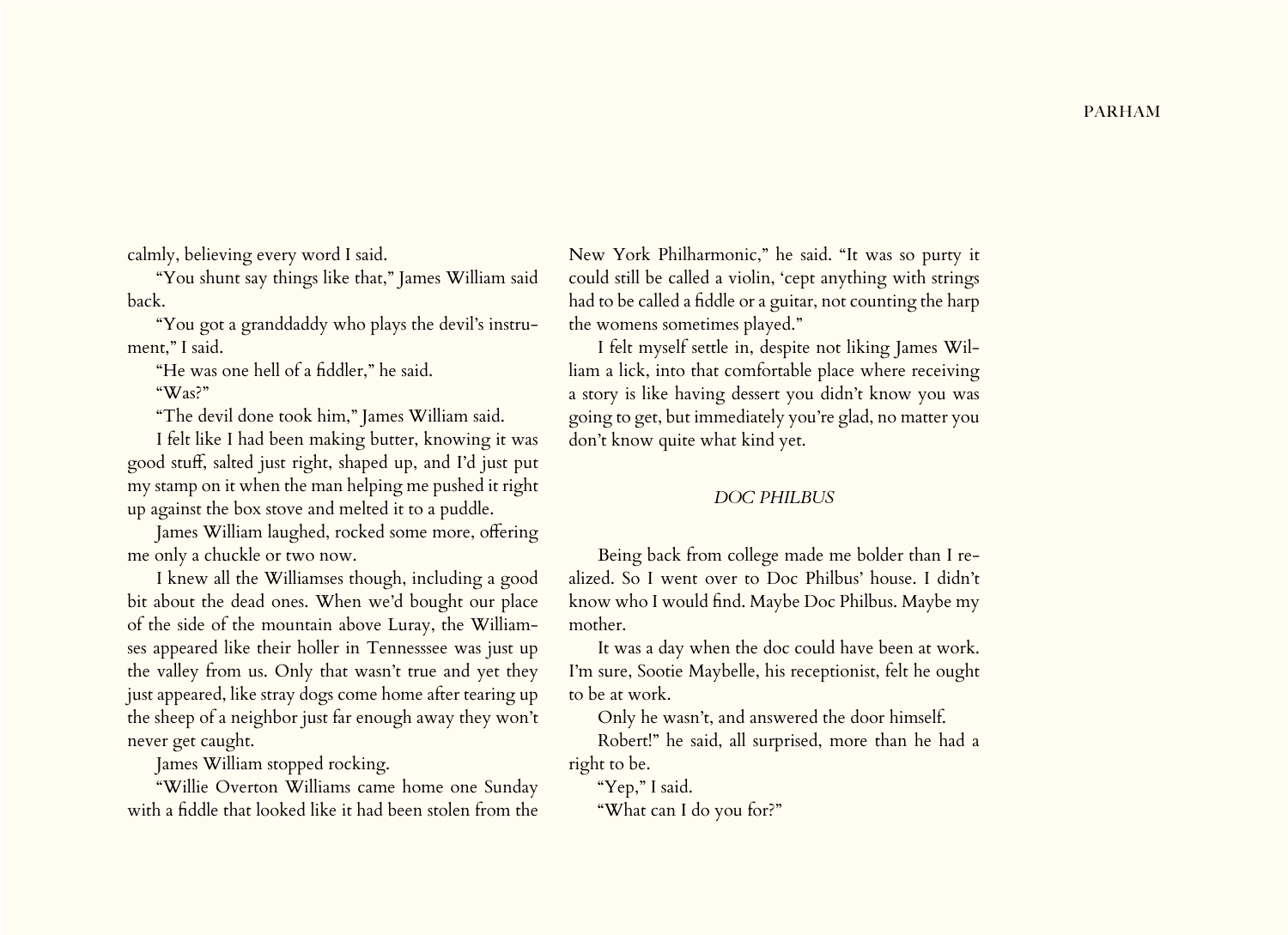calmly, believing every word I said.

"You shunt say things like that," James William said back.

"You got a granddaddy who plays the devil's instrument," I said.

"He was one hell of a fiddler," he said.

"Was?"

"The devil done took him," James William said.

I felt like I had been making butter, knowing it was good stuff, salted just right, shaped up, and I'd just put my stamp on it when the man helping me pushed it right up against the box stove and melted it to a puddle.

James William laughed, rocked some more, offering me only a chuckle or two now.

I knew all the Williamses though, including a good bit about the dead ones. When we'd bought our place of the side of the mountain above Luray, the Williamses appeared like their holler in Tennesssee was just up the valley from us. Only that wasn't true and yet they just appeared, like stray dogs come home after tearing up the sheep of a neighbor just far enough away they won't never get caught.

James William stopped rocking.

"Willie Overton Williams came home one Sunday with a fiddle that looked like it had been stolen from the New York Philharmonic," he said. "It was so purty it could still be called a violin, 'cept anything with strings had to be called a fiddle or a guitar, not counting the harp the womens sometimes played."

I felt myself settle in, despite not liking James William a lick, into that comfortable place where receiving a story is like having dessert you didn't know you was going to get, but immediately you're glad, no matter you don't know quite what kind yet.

## *DOC PHILBUS*

Being back from college made me bolder than I realized. So I went over to Doc Philbus' house. I didn't know who I would find. Maybe Doc Philbus. Maybe my mother.

It was a day when the doc could have been at work. I'm sure, Sootie Maybelle, his receptionist, felt he ought to be at work.

Only he wasn't, and answered the door himself.

Robert!" he said, all surprised, more than he had a right to be.

"Yep," I said.

"What can I do you for?"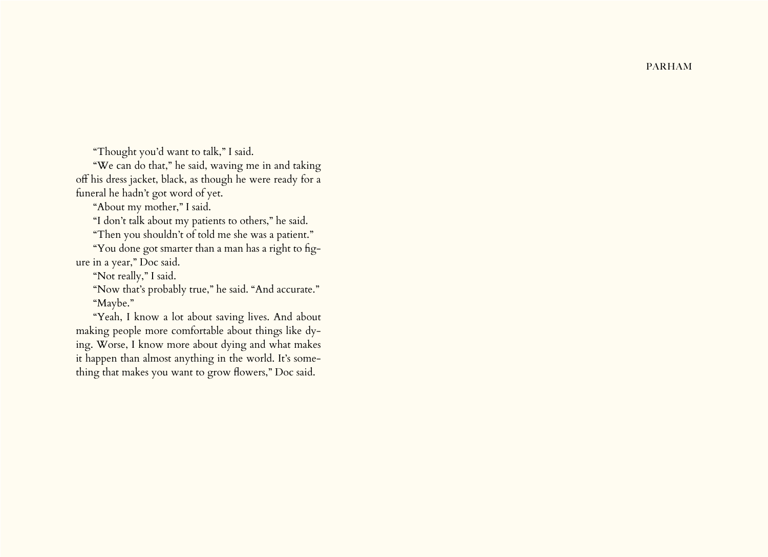"Thought you'd want to talk," I said.

"We can do that," he said, waving me in and taking off his dress jacket, black, as though he were ready for a funeral he hadn't got word of yet.

"About my mother," I said.

"I don't talk about my patients to others," he said.

"Then you shouldn't of told me she was a patient."

"You done got smarter than a man has a right to figure in a year," Doc said.

"Not really," I said.

"Now that's probably true," he said. "And accurate."

"Maybe."

"Yeah, I know a lot about saving lives. And about making people more comfortable about things like dying. Worse, I know more about dying and what makes it happen than almost anything in the world. It's something that makes you want to grow flowers," Doc said.